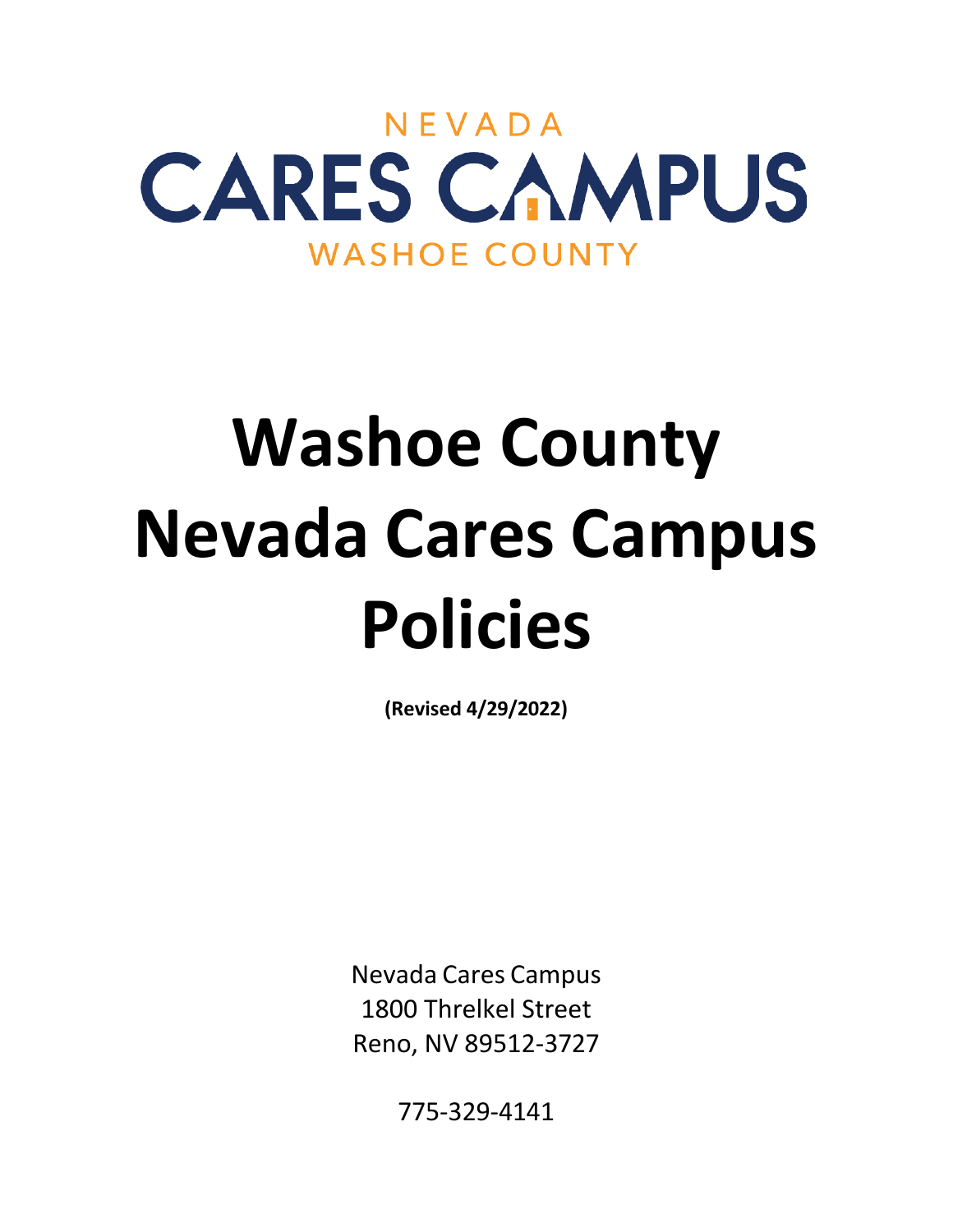NEVADA
CARES CAMPUS
WASHOE COUNTY

# Washoe County Nevada Cares Campus Policies

**(Revised 4/29/2022)**

Nevada Cares Campus
1800 Threlkel Street
Reno, NV 89512-3727

775-329-4141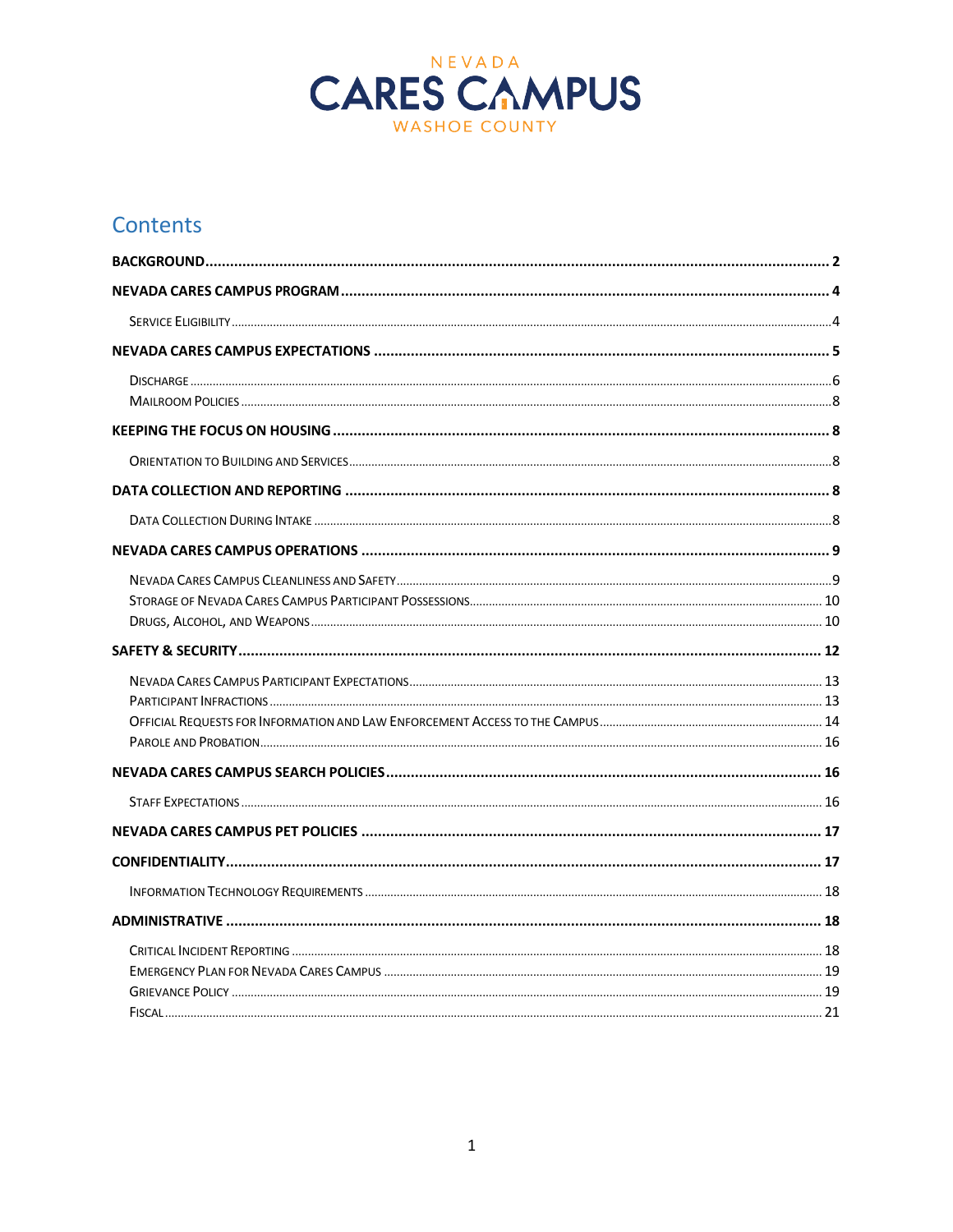NEVADA
CARES CAMPUS
WASHOE COUNTY

# Contents

**BACKGROUND** ........ **2**

**NEVADA CARES CAMPUS PROGRAM** ........ **4**

- Service Eligibility ........ 4

**NEVADA CARES CAMPUS EXPECTATIONS** ........ **5**

- Discharge ........ 6
- Mailroom Policies ........ 8

**KEEPING THE FOCUS ON HOUSING** ........ **8**

- Orientation to Building and Services ........ 8

**DATA COLLECTION AND REPORTING** ........ **8**

- Data Collection During Intake ........ 8

**NEVADA CARES CAMPUS OPERATIONS** ........ **9**

- Nevada Cares Campus Cleanliness and Safety ........ 9
- Storage of Nevada Cares Campus Participant Possessions ........ 10
- Drugs, Alcohol, and Weapons ........ 10

**SAFETY & SECURITY** ........ **12**

- Nevada Cares Campus Participant Expectations ........ 13
- Participant Infractions ........ 13
- Official Requests for Information and Law Enforcement Access to the Campus ........ 14
- Parole and Probation ........ 16

**NEVADA CARES CAMPUS SEARCH POLICIES** ........ **16**

- Staff Expectations ........ 16

**NEVADA CARES CAMPUS PET POLICIES** ........ **17**

**CONFIDENTIALITY** ........ **17**

- Information Technology Requirements ........ 18

**ADMINISTRATIVE** ........ **18**

- Critical Incident Reporting ........ 18
- Emergency Plan for Nevada Cares Campus ........ 19
- Grievance Policy ........ 19
- Fiscal ........ 21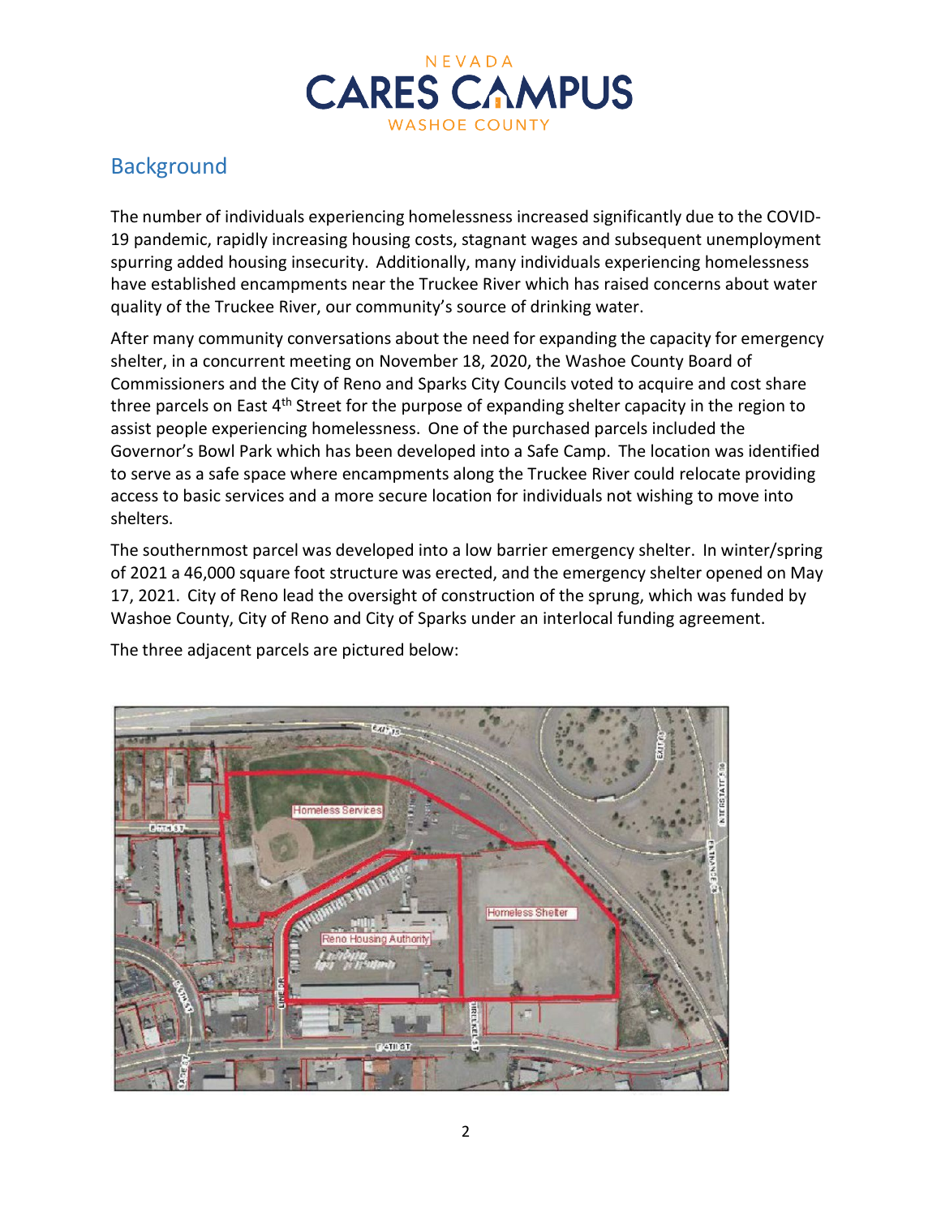## Background

The number of individuals experiencing homelessness increased significantly due to the COVID-19 pandemic, rapidly increasing housing costs, stagnant wages and subsequent unemployment spurring added housing insecurity. Additionally, many individuals experiencing homelessness have established encampments near the Truckee River which has raised concerns about water quality of the Truckee River, our community's source of drinking water.

After many community conversations about the need for expanding the capacity for emergency shelter, in a concurrent meeting on November 18, 2020, the Washoe County Board of Commissioners and the City of Reno and Sparks City Councils voted to acquire and cost share three parcels on East 4th Street for the purpose of expanding shelter capacity in the region to assist people experiencing homelessness. One of the purchased parcels included the Governor's Bowl Park which has been developed into a Safe Camp. The location was identified to serve as a safe space where encampments along the Truckee River could relocate providing access to basic services and a more secure location for individuals not wishing to move into shelters.

The southernmost parcel was developed into a low barrier emergency shelter. In winter/spring of 2021 a 46,000 square foot structure was erected, and the emergency shelter opened on May 17, 2021. City of Reno lead the oversight of construction of the sprung, which was funded by Washoe County, City of Reno and City of Sparks under an interlocal funding agreement.

The three adjacent parcels are pictured below: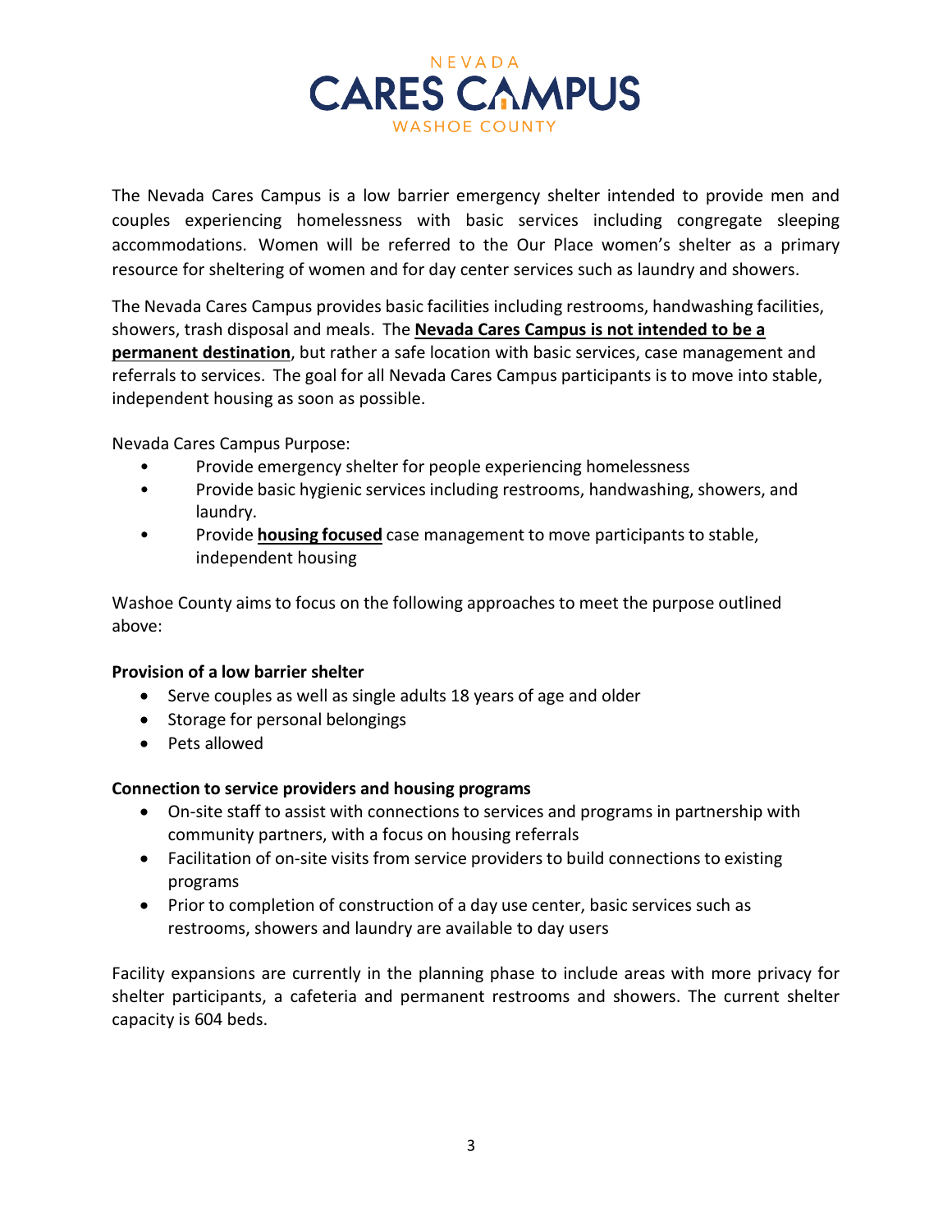# NEVADA CARES CAMPUS
WASHOE COUNTY

The Nevada Cares Campus is a low barrier emergency shelter intended to provide men and couples experiencing homelessness with basic services including congregate sleeping accommodations. Women will be referred to the Our Place women's shelter as a primary resource for sheltering of women and for day center services such as laundry and showers.

The Nevada Cares Campus provides basic facilities including restrooms, handwashing facilities, showers, trash disposal and meals. The **Nevada Cares Campus is not intended to be a permanent destination**, but rather a safe location with basic services, case management and referrals to services. The goal for all Nevada Cares Campus participants is to move into stable, independent housing as soon as possible.

Nevada Cares Campus Purpose:

- Provide emergency shelter for people experiencing homelessness
- Provide basic hygienic services including restrooms, handwashing, showers, and laundry.
- Provide **housing focused** case management to move participants to stable, independent housing

Washoe County aims to focus on the following approaches to meet the purpose outlined above:

**Provision of a low barrier shelter**

- Serve couples as well as single adults 18 years of age and older
- Storage for personal belongings
- Pets allowed

**Connection to service providers and housing programs**

- On-site staff to assist with connections to services and programs in partnership with community partners, with a focus on housing referrals
- Facilitation of on-site visits from service providers to build connections to existing programs
- Prior to completion of construction of a day use center, basic services such as restrooms, showers and laundry are available to day users

Facility expansions are currently in the planning phase to include areas with more privacy for shelter participants, a cafeteria and permanent restrooms and showers. The current shelter capacity is 604 beds.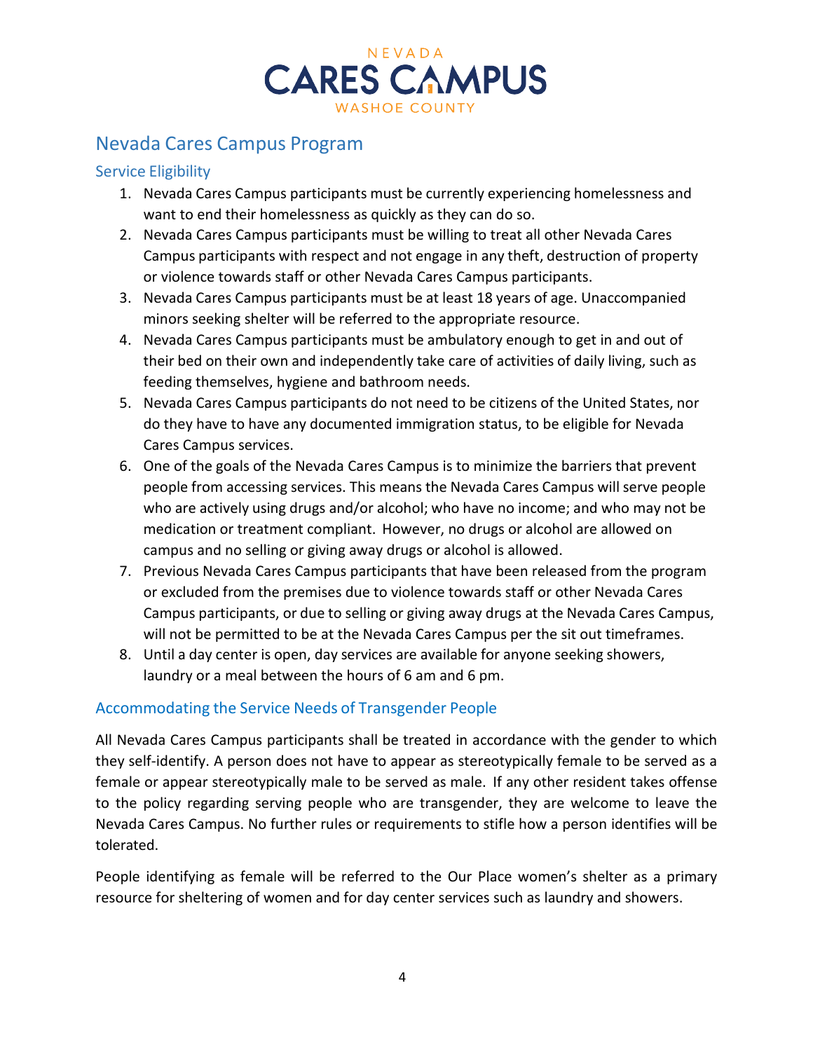## Nevada Cares Campus Program

### Service Eligibility

1. Nevada Cares Campus participants must be currently experiencing homelessness and want to end their homelessness as quickly as they can do so.
2. Nevada Cares Campus participants must be willing to treat all other Nevada Cares Campus participants with respect and not engage in any theft, destruction of property or violence towards staff or other Nevada Cares Campus participants.
3. Nevada Cares Campus participants must be at least 18 years of age. Unaccompanied minors seeking shelter will be referred to the appropriate resource.
4. Nevada Cares Campus participants must be ambulatory enough to get in and out of their bed on their own and independently take care of activities of daily living, such as feeding themselves, hygiene and bathroom needs.
5. Nevada Cares Campus participants do not need to be citizens of the United States, nor do they have to have any documented immigration status, to be eligible for Nevada Cares Campus services.
6. One of the goals of the Nevada Cares Campus is to minimize the barriers that prevent people from accessing services. This means the Nevada Cares Campus will serve people who are actively using drugs and/or alcohol; who have no income; and who may not be medication or treatment compliant. However, no drugs or alcohol are allowed on campus and no selling or giving away drugs or alcohol is allowed.
7. Previous Nevada Cares Campus participants that have been released from the program or excluded from the premises due to violence towards staff or other Nevada Cares Campus participants, or due to selling or giving away drugs at the Nevada Cares Campus, will not be permitted to be at the Nevada Cares Campus per the sit out timeframes.
8. Until a day center is open, day services are available for anyone seeking showers, laundry or a meal between the hours of 6 am and 6 pm.

### Accommodating the Service Needs of Transgender People

All Nevada Cares Campus participants shall be treated in accordance with the gender to which they self-identify. A person does not have to appear as stereotypically female to be served as a female or appear stereotypically male to be served as male. If any other resident takes offense to the policy regarding serving people who are transgender, they are welcome to leave the Nevada Cares Campus. No further rules or requirements to stifle how a person identifies will be tolerated.

People identifying as female will be referred to the Our Place women's shelter as a primary resource for sheltering of women and for day center services such as laundry and showers.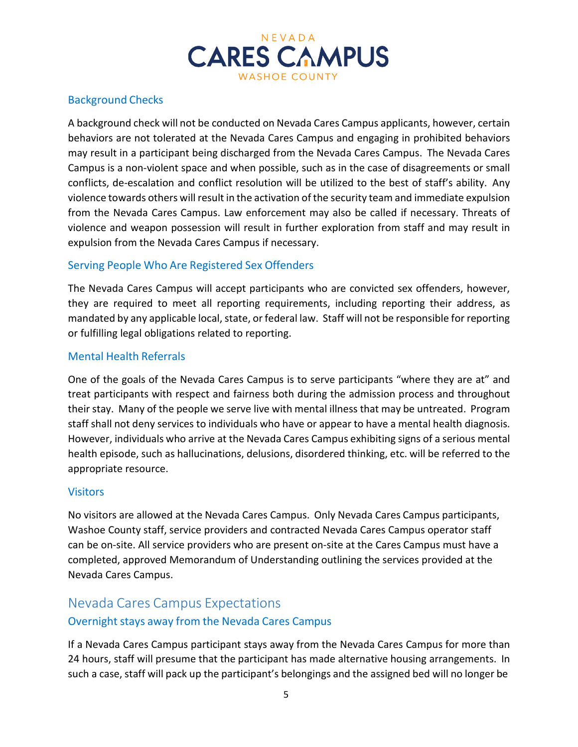### Background Checks

A background check will not be conducted on Nevada Cares Campus applicants, however, certain behaviors are not tolerated at the Nevada Cares Campus and engaging in prohibited behaviors may result in a participant being discharged from the Nevada Cares Campus. The Nevada Cares Campus is a non-violent space and when possible, such as in the case of disagreements or small conflicts, de-escalation and conflict resolution will be utilized to the best of staff's ability. Any violence towards others will result in the activation of the security team and immediate expulsion from the Nevada Cares Campus. Law enforcement may also be called if necessary. Threats of violence and weapon possession will result in further exploration from staff and may result in expulsion from the Nevada Cares Campus if necessary.

### Serving People Who Are Registered Sex Offenders

The Nevada Cares Campus will accept participants who are convicted sex offenders, however, they are required to meet all reporting requirements, including reporting their address, as mandated by any applicable local, state, or federal law. Staff will not be responsible for reporting or fulfilling legal obligations related to reporting.

### Mental Health Referrals

One of the goals of the Nevada Cares Campus is to serve participants "where they are at" and treat participants with respect and fairness both during the admission process and throughout their stay. Many of the people we serve live with mental illness that may be untreated. Program staff shall not deny services to individuals who have or appear to have a mental health diagnosis. However, individuals who arrive at the Nevada Cares Campus exhibiting signs of a serious mental health episode, such as hallucinations, delusions, disordered thinking, etc. will be referred to the appropriate resource.

### Visitors

No visitors are allowed at the Nevada Cares Campus. Only Nevada Cares Campus participants, Washoe County staff, service providers and contracted Nevada Cares Campus operator staff can be on-site. All service providers who are present on-site at the Cares Campus must have a completed, approved Memorandum of Understanding outlining the services provided at the Nevada Cares Campus.

## Nevada Cares Campus Expectations

### Overnight stays away from the Nevada Cares Campus

If a Nevada Cares Campus participant stays away from the Nevada Cares Campus for more than 24 hours, staff will presume that the participant has made alternative housing arrangements. In such a case, staff will pack up the participant's belongings and the assigned bed will no longer be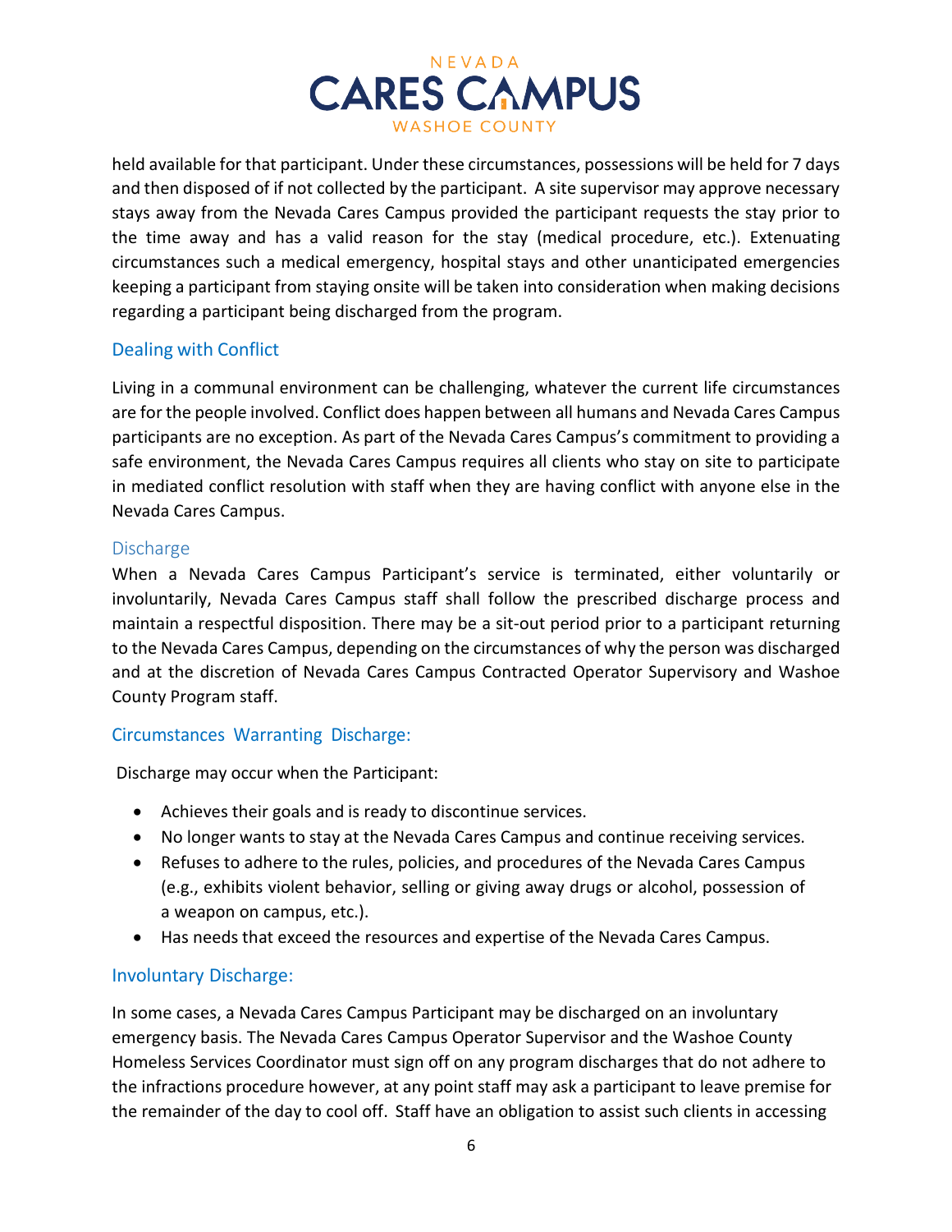held available for that participant. Under these circumstances, possessions will be held for 7 days and then disposed of if not collected by the participant. A site supervisor may approve necessary stays away from the Nevada Cares Campus provided the participant requests the stay prior to the time away and has a valid reason for the stay (medical procedure, etc.). Extenuating circumstances such a medical emergency, hospital stays and other unanticipated emergencies keeping a participant from staying onsite will be taken into consideration when making decisions regarding a participant being discharged from the program.

## Dealing with Conflict

Living in a communal environment can be challenging, whatever the current life circumstances are for the people involved. Conflict does happen between all humans and Nevada Cares Campus participants are no exception. As part of the Nevada Cares Campus's commitment to providing a safe environment, the Nevada Cares Campus requires all clients who stay on site to participate in mediated conflict resolution with staff when they are having conflict with anyone else in the Nevada Cares Campus.

## Discharge

When a Nevada Cares Campus Participant's service is terminated, either voluntarily or involuntarily, Nevada Cares Campus staff shall follow the prescribed discharge process and maintain a respectful disposition. There may be a sit-out period prior to a participant returning to the Nevada Cares Campus, depending on the circumstances of why the person was discharged and at the discretion of Nevada Cares Campus Contracted Operator Supervisory and Washoe County Program staff.

## Circumstances Warranting Discharge:

Discharge may occur when the Participant:

- Achieves their goals and is ready to discontinue services.
- No longer wants to stay at the Nevada Cares Campus and continue receiving services.
- Refuses to adhere to the rules, policies, and procedures of the Nevada Cares Campus (e.g., exhibits violent behavior, selling or giving away drugs or alcohol, possession of a weapon on campus, etc.).
- Has needs that exceed the resources and expertise of the Nevada Cares Campus.

## Involuntary Discharge:

In some cases, a Nevada Cares Campus Participant may be discharged on an involuntary emergency basis. The Nevada Cares Campus Operator Supervisor and the Washoe County Homeless Services Coordinator must sign off on any program discharges that do not adhere to the infractions procedure however, at any point staff may ask a participant to leave premise for the remainder of the day to cool off. Staff have an obligation to assist such clients in accessing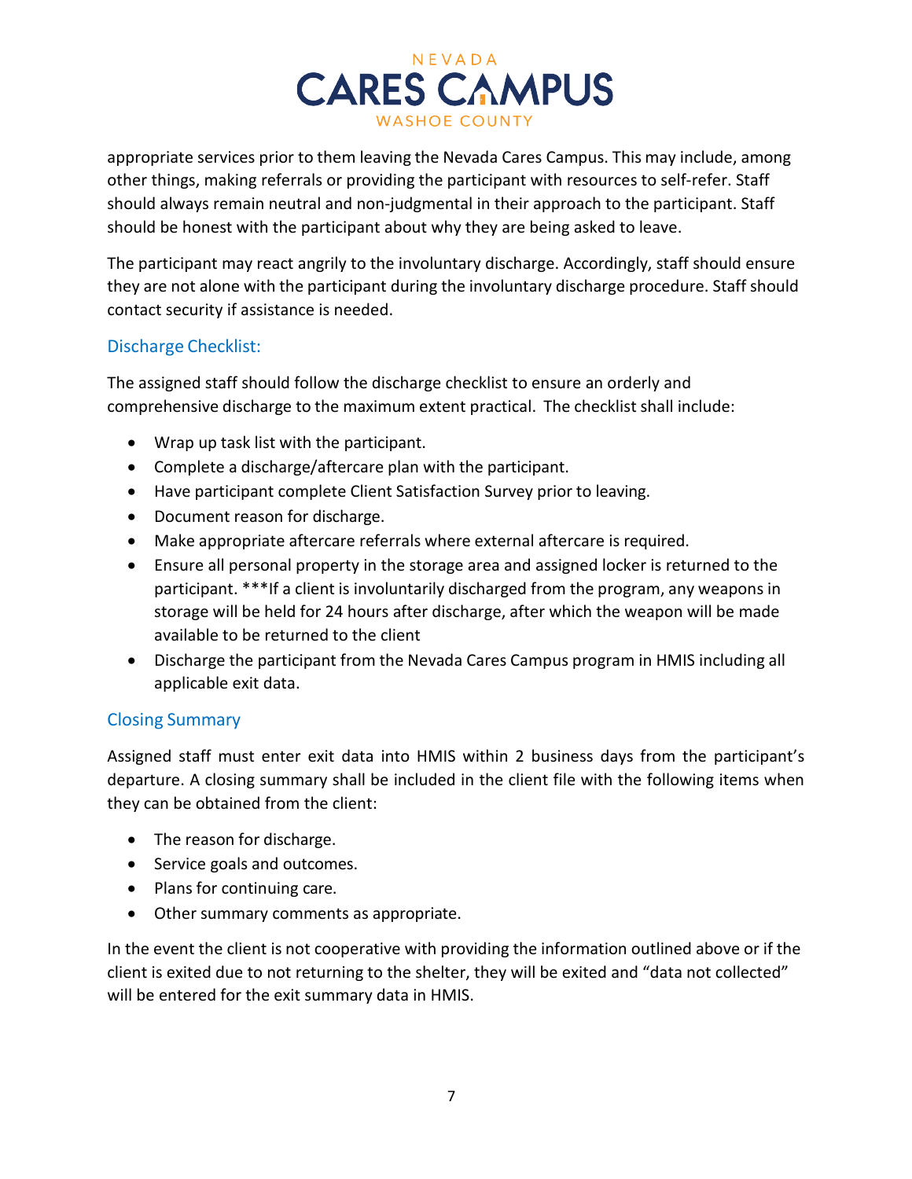appropriate services prior to them leaving the Nevada Cares Campus. This may include, among other things, making referrals or providing the participant with resources to self-refer. Staff should always remain neutral and non-judgmental in their approach to the participant. Staff should be honest with the participant about why they are being asked to leave.

The participant may react angrily to the involuntary discharge. Accordingly, staff should ensure they are not alone with the participant during the involuntary discharge procedure. Staff should contact security if assistance is needed.

### Discharge Checklist:

The assigned staff should follow the discharge checklist to ensure an orderly and comprehensive discharge to the maximum extent practical. The checklist shall include:

- Wrap up task list with the participant.
- Complete a discharge/aftercare plan with the participant.
- Have participant complete Client Satisfaction Survey prior to leaving.
- Document reason for discharge.
- Make appropriate aftercare referrals where external aftercare is required.
- Ensure all personal property in the storage area and assigned locker is returned to the participant. ***If a client is involuntarily discharged from the program, any weapons in storage will be held for 24 hours after discharge, after which the weapon will be made available to be returned to the client
- Discharge the participant from the Nevada Cares Campus program in HMIS including all applicable exit data.

### Closing Summary

Assigned staff must enter exit data into HMIS within 2 business days from the participant's departure. A closing summary shall be included in the client file with the following items when they can be obtained from the client:

- The reason for discharge.
- Service goals and outcomes.
- Plans for continuing care.
- Other summary comments as appropriate.

In the event the client is not cooperative with providing the information outlined above or if the client is exited due to not returning to the shelter, they will be exited and "data not collected" will be entered for the exit summary data in HMIS.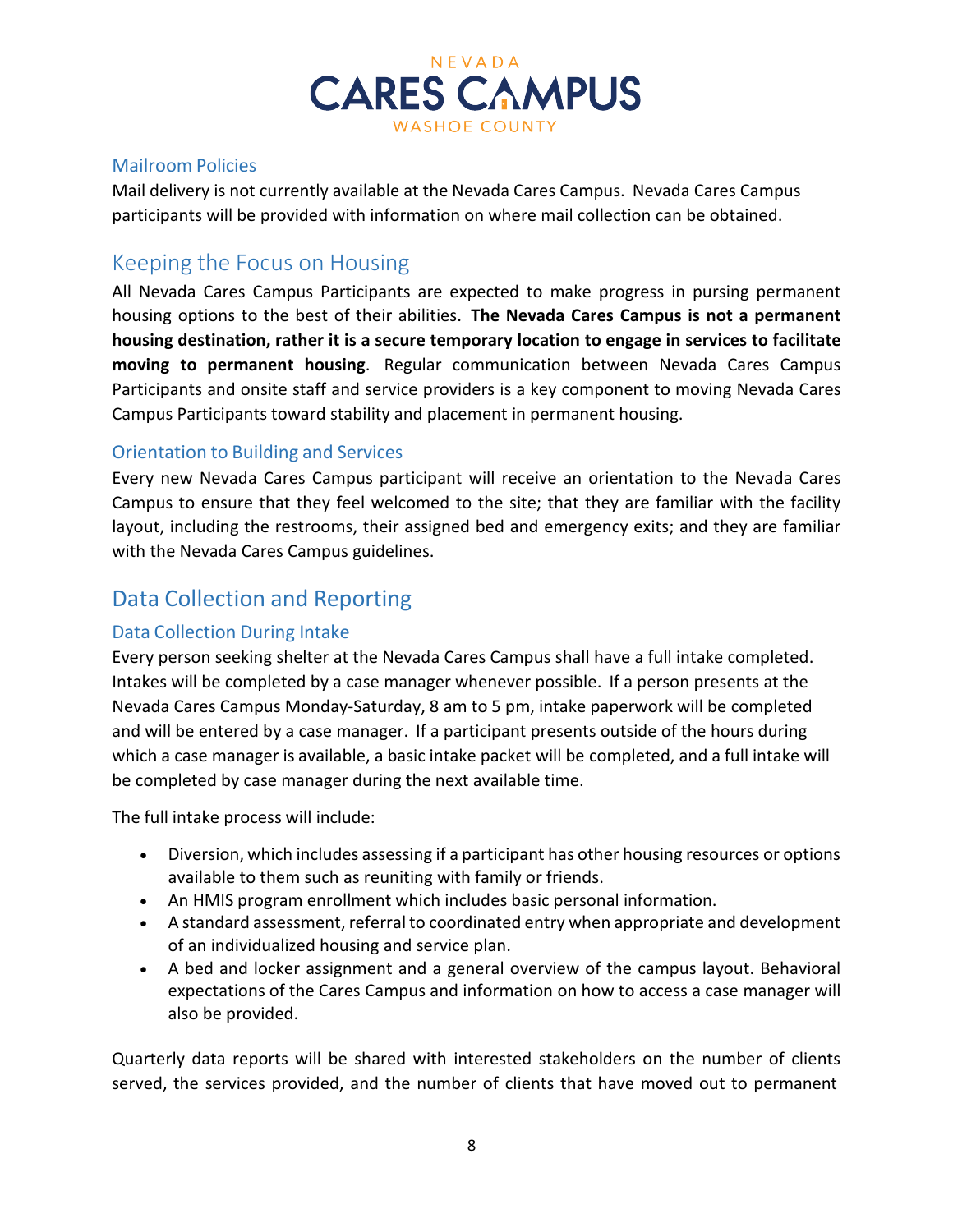### Mailroom Policies

Mail delivery is not currently available at the Nevada Cares Campus. Nevada Cares Campus participants will be provided with information on where mail collection can be obtained.

## Keeping the Focus on Housing

All Nevada Cares Campus Participants are expected to make progress in pursing permanent housing options to the best of their abilities. **The Nevada Cares Campus is not a permanent housing destination, rather it is a secure temporary location to engage in services to facilitate moving to permanent housing**. Regular communication between Nevada Cares Campus Participants and onsite staff and service providers is a key component to moving Nevada Cares Campus Participants toward stability and placement in permanent housing.

### Orientation to Building and Services

Every new Nevada Cares Campus participant will receive an orientation to the Nevada Cares Campus to ensure that they feel welcomed to the site; that they are familiar with the facility layout, including the restrooms, their assigned bed and emergency exits; and they are familiar with the Nevada Cares Campus guidelines.

## Data Collection and Reporting

### Data Collection During Intake

Every person seeking shelter at the Nevada Cares Campus shall have a full intake completed. Intakes will be completed by a case manager whenever possible. If a person presents at the Nevada Cares Campus Monday-Saturday, 8 am to 5 pm, intake paperwork will be completed and will be entered by a case manager. If a participant presents outside of the hours during which a case manager is available, a basic intake packet will be completed, and a full intake will be completed by case manager during the next available time.

The full intake process will include:

- Diversion, which includes assessing if a participant has other housing resources or options available to them such as reuniting with family or friends.
- An HMIS program enrollment which includes basic personal information.
- A standard assessment, referral to coordinated entry when appropriate and development of an individualized housing and service plan.
- A bed and locker assignment and a general overview of the campus layout. Behavioral expectations of the Cares Campus and information on how to access a case manager will also be provided.

Quarterly data reports will be shared with interested stakeholders on the number of clients served, the services provided, and the number of clients that have moved out to permanent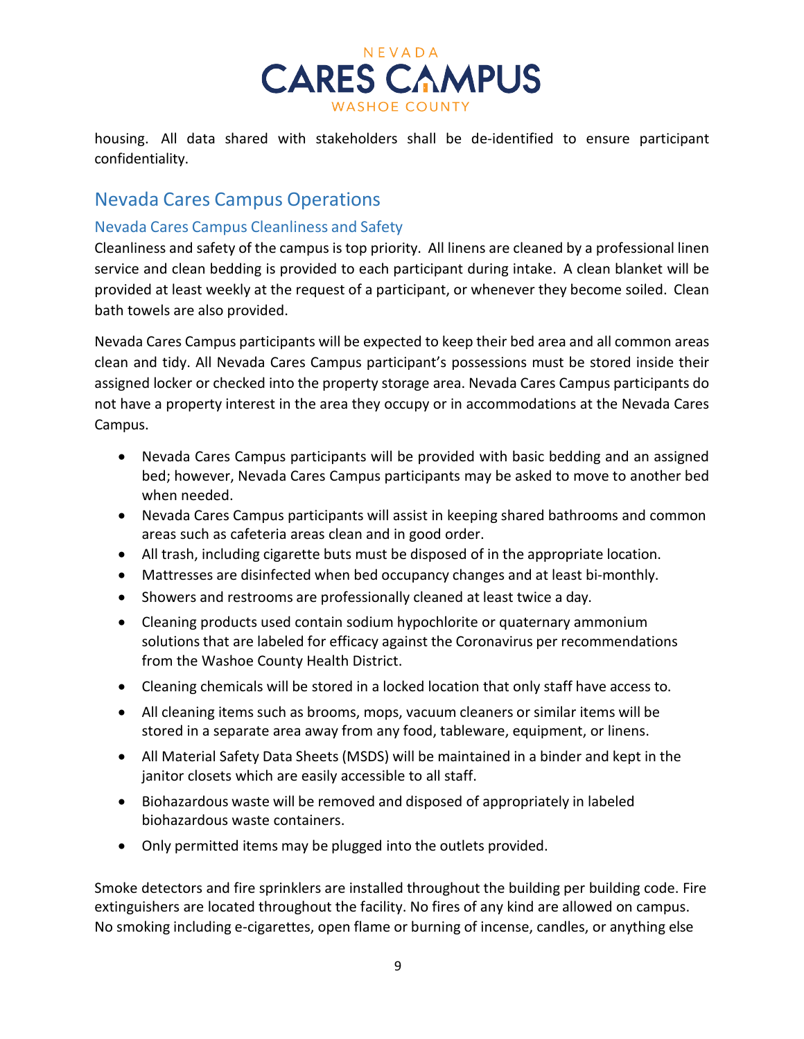housing. All data shared with stakeholders shall be de-identified to ensure participant confidentiality.

## Nevada Cares Campus Operations

### Nevada Cares Campus Cleanliness and Safety

Cleanliness and safety of the campus is top priority. All linens are cleaned by a professional linen service and clean bedding is provided to each participant during intake. A clean blanket will be provided at least weekly at the request of a participant, or whenever they become soiled. Clean bath towels are also provided.

Nevada Cares Campus participants will be expected to keep their bed area and all common areas clean and tidy. All Nevada Cares Campus participant's possessions must be stored inside their assigned locker or checked into the property storage area. Nevada Cares Campus participants do not have a property interest in the area they occupy or in accommodations at the Nevada Cares Campus.

- Nevada Cares Campus participants will be provided with basic bedding and an assigned bed; however, Nevada Cares Campus participants may be asked to move to another bed when needed.
- Nevada Cares Campus participants will assist in keeping shared bathrooms and common areas such as cafeteria areas clean and in good order.
- All trash, including cigarette buts must be disposed of in the appropriate location.
- Mattresses are disinfected when bed occupancy changes and at least bi-monthly.
- Showers and restrooms are professionally cleaned at least twice a day.
- Cleaning products used contain sodium hypochlorite or quaternary ammonium solutions that are labeled for efficacy against the Coronavirus per recommendations from the Washoe County Health District.
- Cleaning chemicals will be stored in a locked location that only staff have access to.
- All cleaning items such as brooms, mops, vacuum cleaners or similar items will be stored in a separate area away from any food, tableware, equipment, or linens.
- All Material Safety Data Sheets (MSDS) will be maintained in a binder and kept in the janitor closets which are easily accessible to all staff.
- Biohazardous waste will be removed and disposed of appropriately in labeled biohazardous waste containers.
- Only permitted items may be plugged into the outlets provided.

Smoke detectors and fire sprinklers are installed throughout the building per building code. Fire extinguishers are located throughout the facility. No fires of any kind are allowed on campus. No smoking including e-cigarettes, open flame or burning of incense, candles, or anything else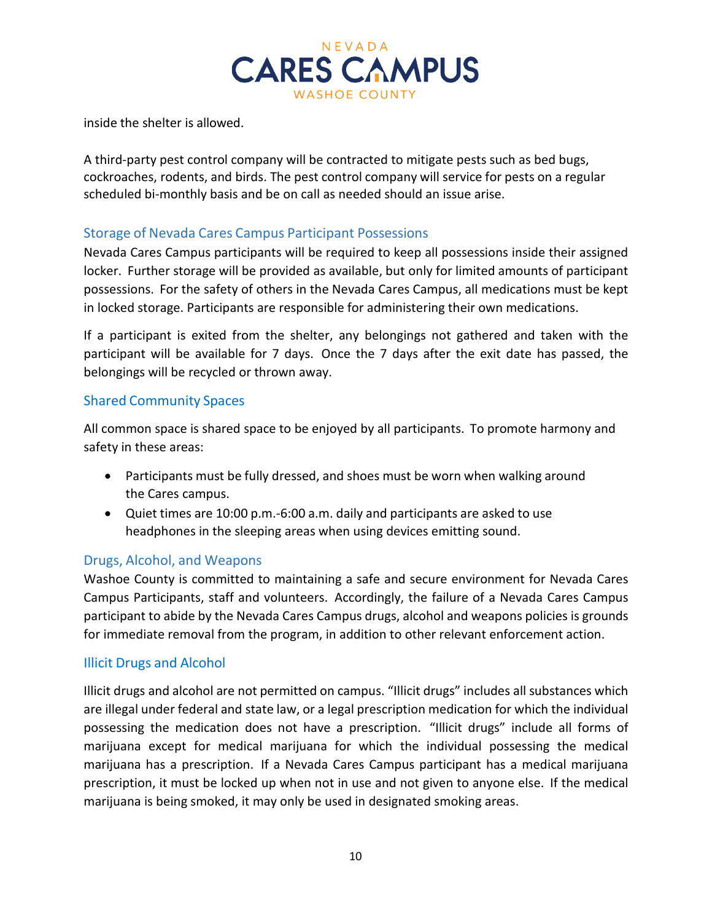inside the shelter is allowed.

A third-party pest control company will be contracted to mitigate pests such as bed bugs, cockroaches, rodents, and birds. The pest control company will service for pests on a regular scheduled bi-monthly basis and be on call as needed should an issue arise.

## Storage of Nevada Cares Campus Participant Possessions

Nevada Cares Campus participants will be required to keep all possessions inside their assigned locker. Further storage will be provided as available, but only for limited amounts of participant possessions. For the safety of others in the Nevada Cares Campus, all medications must be kept in locked storage. Participants are responsible for administering their own medications.

If a participant is exited from the shelter, any belongings not gathered and taken with the participant will be available for 7 days. Once the 7 days after the exit date has passed, the belongings will be recycled or thrown away.

## Shared Community Spaces

All common space is shared space to be enjoyed by all participants. To promote harmony and safety in these areas:

- Participants must be fully dressed, and shoes must be worn when walking around the Cares campus.
- Quiet times are 10:00 p.m.-6:00 a.m. daily and participants are asked to use headphones in the sleeping areas when using devices emitting sound.

## Drugs, Alcohol, and Weapons

Washoe County is committed to maintaining a safe and secure environment for Nevada Cares Campus Participants, staff and volunteers. Accordingly, the failure of a Nevada Cares Campus participant to abide by the Nevada Cares Campus drugs, alcohol and weapons policies is grounds for immediate removal from the program, in addition to other relevant enforcement action.

## Illicit Drugs and Alcohol

Illicit drugs and alcohol are not permitted on campus. "Illicit drugs" includes all substances which are illegal under federal and state law, or a legal prescription medication for which the individual possessing the medication does not have a prescription. "Illicit drugs" include all forms of marijuana except for medical marijuana for which the individual possessing the medical marijuana has a prescription. If a Nevada Cares Campus participant has a medical marijuana prescription, it must be locked up when not in use and not given to anyone else. If the medical marijuana is being smoked, it may only be used in designated smoking areas.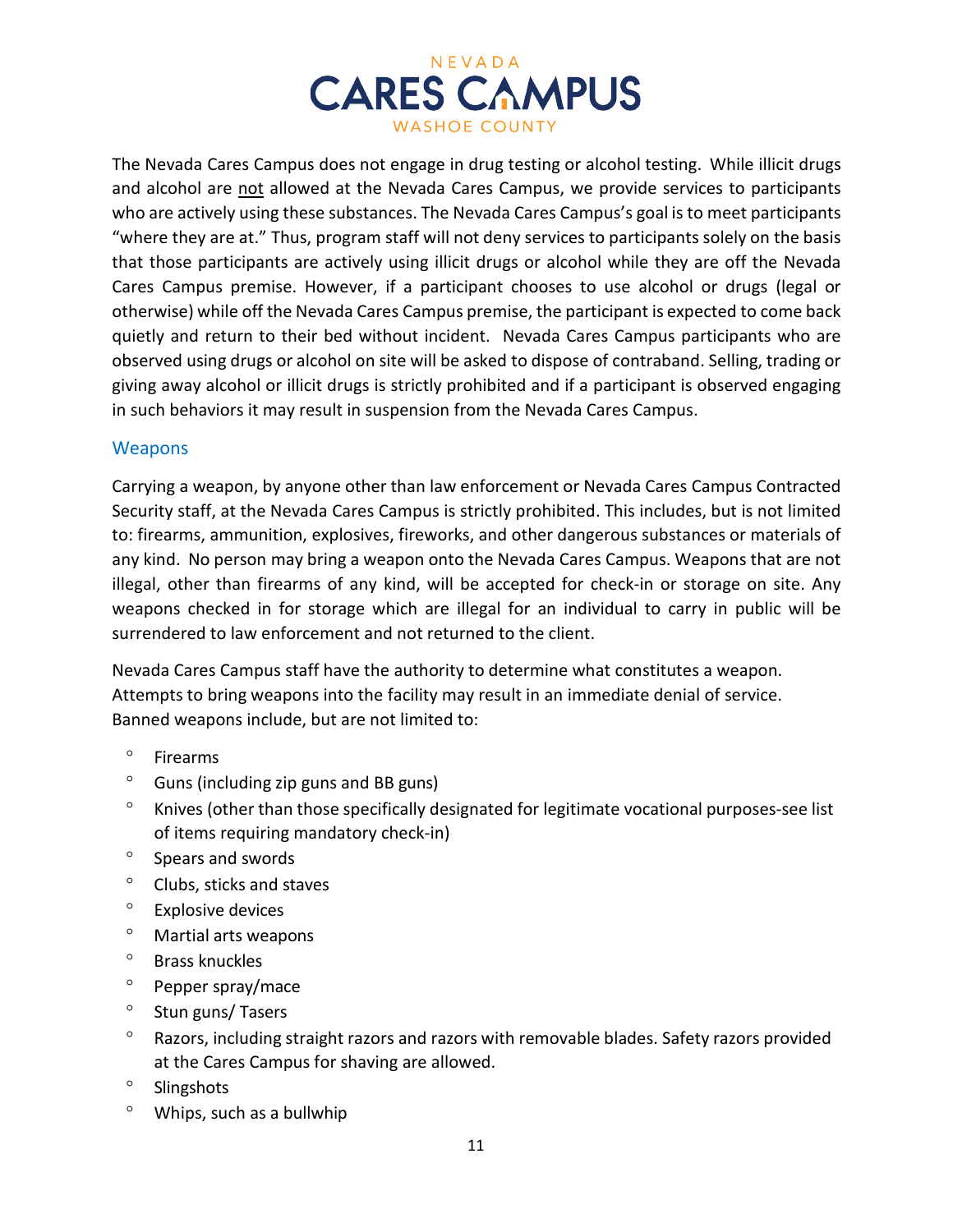The Nevada Cares Campus does not engage in drug testing or alcohol testing. While illicit drugs and alcohol are not allowed at the Nevada Cares Campus, we provide services to participants who are actively using these substances. The Nevada Cares Campus's goal is to meet participants "where they are at." Thus, program staff will not deny services to participants solely on the basis that those participants are actively using illicit drugs or alcohol while they are off the Nevada Cares Campus premise. However, if a participant chooses to use alcohol or drugs (legal or otherwise) while off the Nevada Cares Campus premise, the participant is expected to come back quietly and return to their bed without incident. Nevada Cares Campus participants who are observed using drugs or alcohol on site will be asked to dispose of contraband. Selling, trading or giving away alcohol or illicit drugs is strictly prohibited and if a participant is observed engaging in such behaviors it may result in suspension from the Nevada Cares Campus.

## Weapons

Carrying a weapon, by anyone other than law enforcement or Nevada Cares Campus Contracted Security staff, at the Nevada Cares Campus is strictly prohibited. This includes, but is not limited to: firearms, ammunition, explosives, fireworks, and other dangerous substances or materials of any kind. No person may bring a weapon onto the Nevada Cares Campus. Weapons that are not illegal, other than firearms of any kind, will be accepted for check-in or storage on site. Any weapons checked in for storage which are illegal for an individual to carry in public will be surrendered to law enforcement and not returned to the client.

Nevada Cares Campus staff have the authority to determine what constitutes a weapon. Attempts to bring weapons into the facility may result in an immediate denial of service. Banned weapons include, but are not limited to:

- Firearms
- Guns (including zip guns and BB guns)
- Knives (other than those specifically designated for legitimate vocational purposes-see list of items requiring mandatory check-in)
- Spears and swords
- Clubs, sticks and staves
- Explosive devices
- Martial arts weapons
- Brass knuckles
- Pepper spray/mace
- Stun guns/ Tasers
- Razors, including straight razors and razors with removable blades. Safety razors provided at the Cares Campus for shaving are allowed.
- Slingshots
- Whips, such as a bullwhip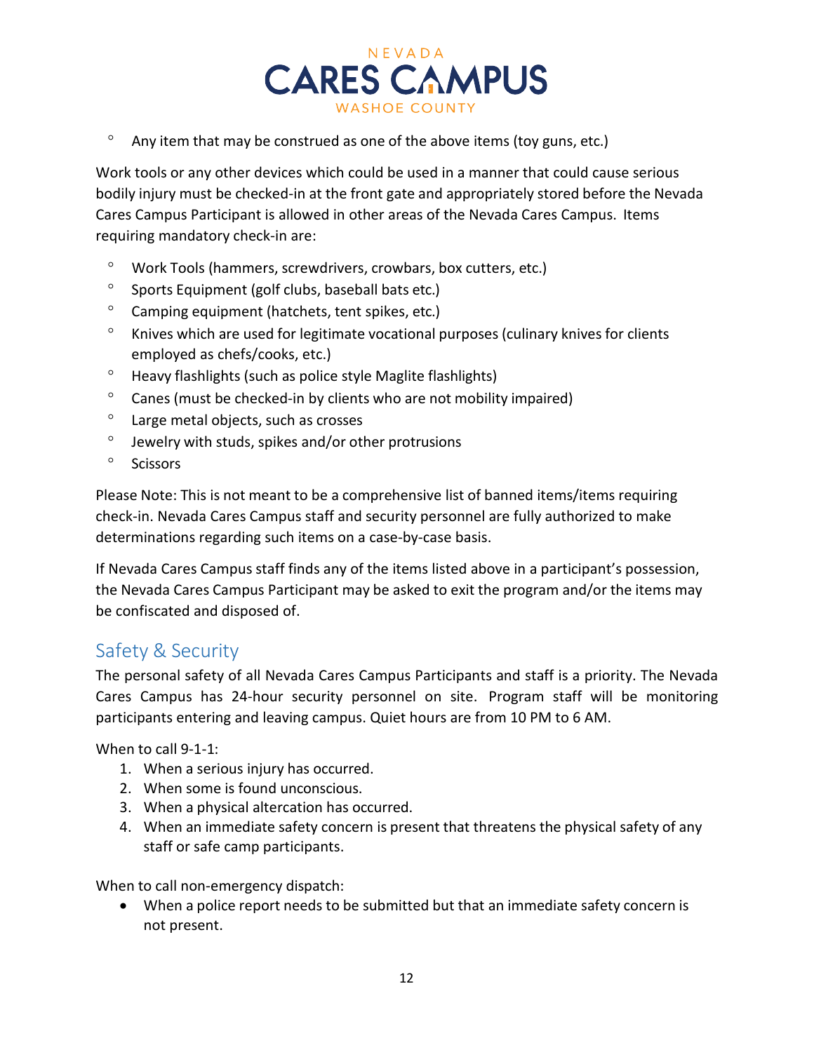- Any item that may be construed as one of the above items (toy guns, etc.)

Work tools or any other devices which could be used in a manner that could cause serious bodily injury must be checked-in at the front gate and appropriately stored before the Nevada Cares Campus Participant is allowed in other areas of the Nevada Cares Campus. Items requiring mandatory check-in are:

- Work Tools (hammers, screwdrivers, crowbars, box cutters, etc.)
- Sports Equipment (golf clubs, baseball bats etc.)
- Camping equipment (hatchets, tent spikes, etc.)
- Knives which are used for legitimate vocational purposes (culinary knives for clients employed as chefs/cooks, etc.)
- Heavy flashlights (such as police style Maglite flashlights)
- Canes (must be checked-in by clients who are not mobility impaired)
- Large metal objects, such as crosses
- Jewelry with studs, spikes and/or other protrusions
- Scissors

Please Note: This is not meant to be a comprehensive list of banned items/items requiring check-in. Nevada Cares Campus staff and security personnel are fully authorized to make determinations regarding such items on a case-by-case basis.

If Nevada Cares Campus staff finds any of the items listed above in a participant's possession, the Nevada Cares Campus Participant may be asked to exit the program and/or the items may be confiscated and disposed of.

## Safety & Security

The personal safety of all Nevada Cares Campus Participants and staff is a priority. The Nevada Cares Campus has 24-hour security personnel on site. Program staff will be monitoring participants entering and leaving campus. Quiet hours are from 10 PM to 6 AM.

When to call 9-1-1:

1. When a serious injury has occurred.
2. When some is found unconscious.
3. When a physical altercation has occurred.
4. When an immediate safety concern is present that threatens the physical safety of any staff or safe camp participants.

When to call non-emergency dispatch:

- When a police report needs to be submitted but that an immediate safety concern is not present.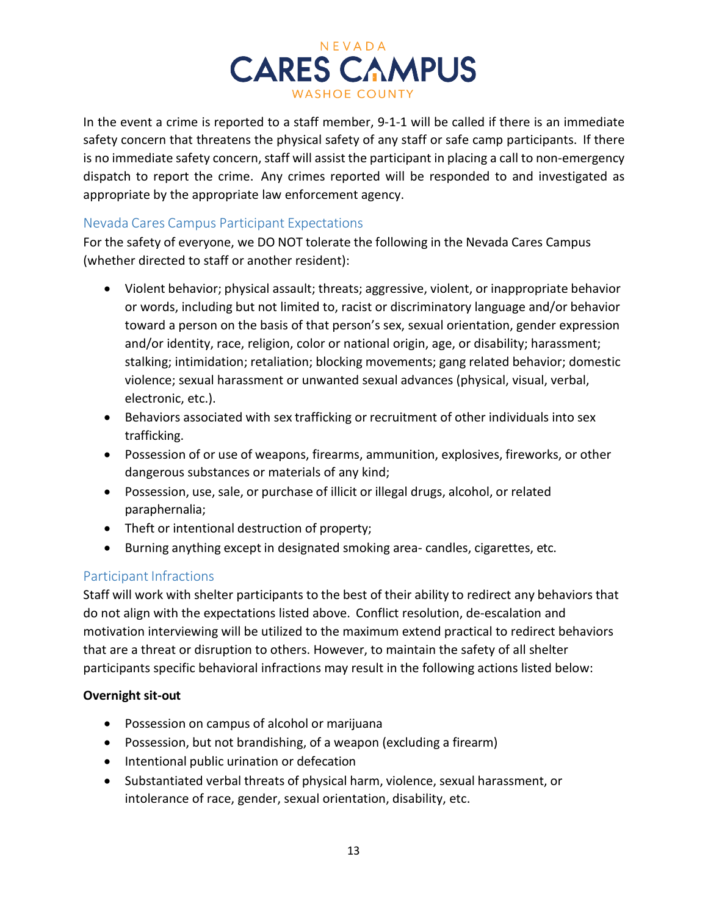In the event a crime is reported to a staff member, 9-1-1 will be called if there is an immediate safety concern that threatens the physical safety of any staff or safe camp participants. If there is no immediate safety concern, staff will assist the participant in placing a call to non-emergency dispatch to report the crime. Any crimes reported will be responded to and investigated as appropriate by the appropriate law enforcement agency.

## Nevada Cares Campus Participant Expectations

For the safety of everyone, we DO NOT tolerate the following in the Nevada Cares Campus (whether directed to staff or another resident):

- Violent behavior; physical assault; threats; aggressive, violent, or inappropriate behavior or words, including but not limited to, racist or discriminatory language and/or behavior toward a person on the basis of that person's sex, sexual orientation, gender expression and/or identity, race, religion, color or national origin, age, or disability; harassment; stalking; intimidation; retaliation; blocking movements; gang related behavior; domestic violence; sexual harassment or unwanted sexual advances (physical, visual, verbal, electronic, etc.).
- Behaviors associated with sex trafficking or recruitment of other individuals into sex trafficking.
- Possession of or use of weapons, firearms, ammunition, explosives, fireworks, or other dangerous substances or materials of any kind;
- Possession, use, sale, or purchase of illicit or illegal drugs, alcohol, or related paraphernalia;
- Theft or intentional destruction of property;
- Burning anything except in designated smoking area- candles, cigarettes, etc.

## Participant Infractions

Staff will work with shelter participants to the best of their ability to redirect any behaviors that do not align with the expectations listed above. Conflict resolution, de-escalation and motivation interviewing will be utilized to the maximum extend practical to redirect behaviors that are a threat or disruption to others. However, to maintain the safety of all shelter participants specific behavioral infractions may result in the following actions listed below:

**Overnight sit-out**

- Possession on campus of alcohol or marijuana
- Possession, but not brandishing, of a weapon (excluding a firearm)
- Intentional public urination or defecation
- Substantiated verbal threats of physical harm, violence, sexual harassment, or intolerance of race, gender, sexual orientation, disability, etc.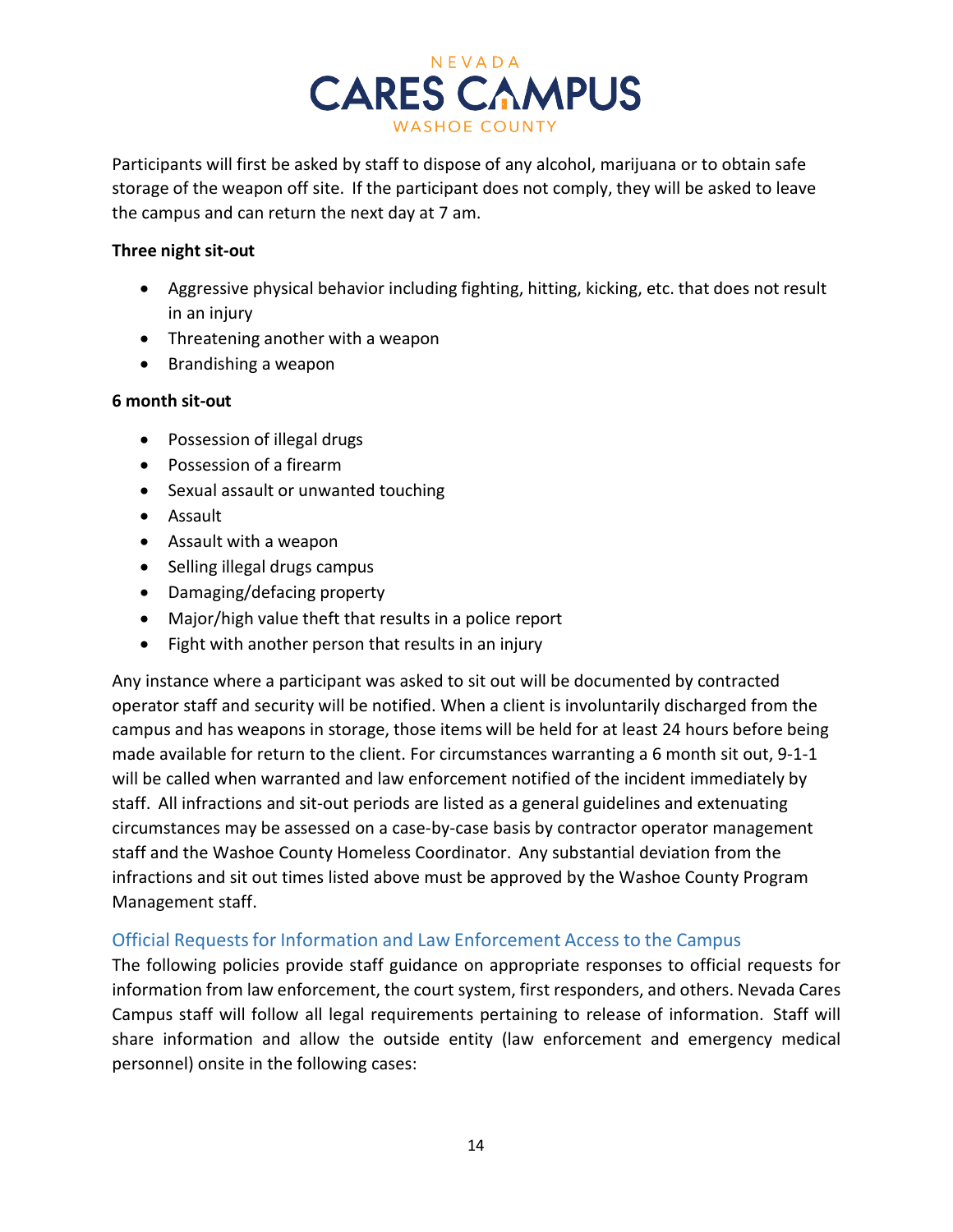Participants will first be asked by staff to dispose of any alcohol, marijuana or to obtain safe storage of the weapon off site. If the participant does not comply, they will be asked to leave the campus and can return the next day at 7 am.

**Three night sit-out**

- Aggressive physical behavior including fighting, hitting, kicking, etc. that does not result in an injury
- Threatening another with a weapon
- Brandishing a weapon

**6 month sit-out**

- Possession of illegal drugs
- Possession of a firearm
- Sexual assault or unwanted touching
- Assault
- Assault with a weapon
- Selling illegal drugs campus
- Damaging/defacing property
- Major/high value theft that results in a police report
- Fight with another person that results in an injury

Any instance where a participant was asked to sit out will be documented by contracted operator staff and security will be notified. When a client is involuntarily discharged from the campus and has weapons in storage, those items will be held for at least 24 hours before being made available for return to the client. For circumstances warranting a 6 month sit out, 9-1-1 will be called when warranted and law enforcement notified of the incident immediately by staff. All infractions and sit-out periods are listed as a general guidelines and extenuating circumstances may be assessed on a case-by-case basis by contractor operator management staff and the Washoe County Homeless Coordinator. Any substantial deviation from the infractions and sit out times listed above must be approved by the Washoe County Program Management staff.

## Official Requests for Information and Law Enforcement Access to the Campus

The following policies provide staff guidance on appropriate responses to official requests for information from law enforcement, the court system, first responders, and others. Nevada Cares Campus staff will follow all legal requirements pertaining to release of information. Staff will share information and allow the outside entity (law enforcement and emergency medical personnel) onsite in the following cases: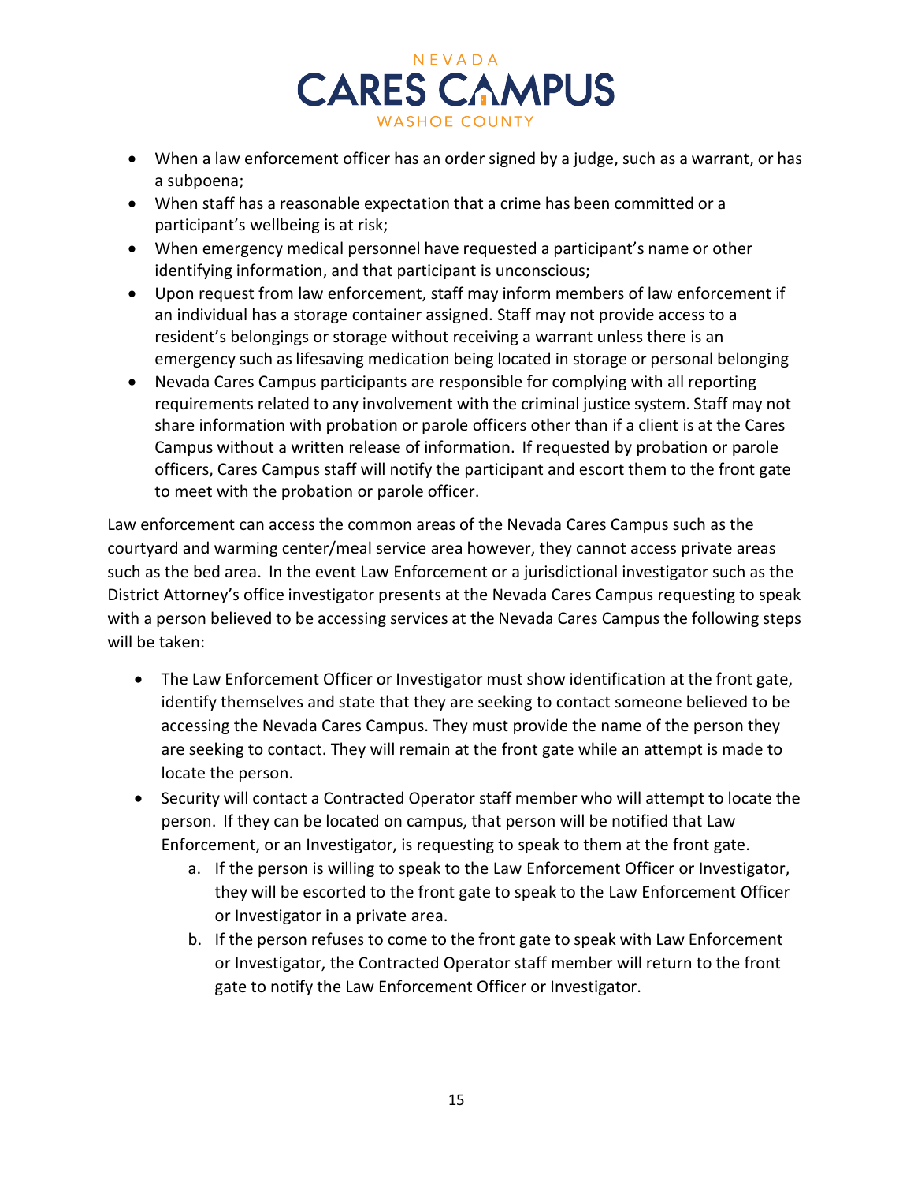- When a law enforcement officer has an order signed by a judge, such as a warrant, or has a subpoena;
- When staff has a reasonable expectation that a crime has been committed or a participant's wellbeing is at risk;
- When emergency medical personnel have requested a participant's name or other identifying information, and that participant is unconscious;
- Upon request from law enforcement, staff may inform members of law enforcement if an individual has a storage container assigned. Staff may not provide access to a resident's belongings or storage without receiving a warrant unless there is an emergency such as lifesaving medication being located in storage or personal belonging
- Nevada Cares Campus participants are responsible for complying with all reporting requirements related to any involvement with the criminal justice system. Staff may not share information with probation or parole officers other than if a client is at the Cares Campus without a written release of information. If requested by probation or parole officers, Cares Campus staff will notify the participant and escort them to the front gate to meet with the probation or parole officer.

Law enforcement can access the common areas of the Nevada Cares Campus such as the courtyard and warming center/meal service area however, they cannot access private areas such as the bed area. In the event Law Enforcement or a jurisdictional investigator such as the District Attorney's office investigator presents at the Nevada Cares Campus requesting to speak with a person believed to be accessing services at the Nevada Cares Campus the following steps will be taken:

- The Law Enforcement Officer or Investigator must show identification at the front gate, identify themselves and state that they are seeking to contact someone believed to be accessing the Nevada Cares Campus. They must provide the name of the person they are seeking to contact. They will remain at the front gate while an attempt is made to locate the person.
- Security will contact a Contracted Operator staff member who will attempt to locate the person. If they can be located on campus, that person will be notified that Law Enforcement, or an Investigator, is requesting to speak to them at the front gate.
    a. If the person is willing to speak to the Law Enforcement Officer or Investigator, they will be escorted to the front gate to speak to the Law Enforcement Officer or Investigator in a private area.
    b. If the person refuses to come to the front gate to speak with Law Enforcement or Investigator, the Contracted Operator staff member will return to the front gate to notify the Law Enforcement Officer or Investigator.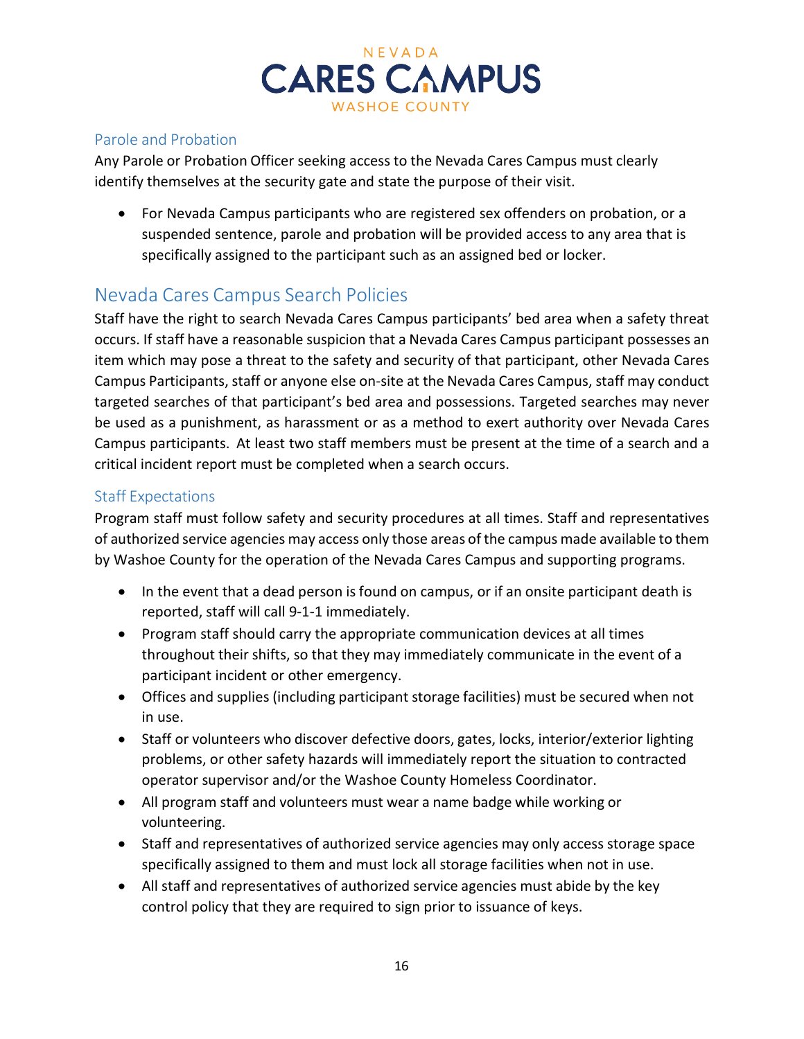### Parole and Probation

Any Parole or Probation Officer seeking access to the Nevada Cares Campus must clearly identify themselves at the security gate and state the purpose of their visit.

- For Nevada Campus participants who are registered sex offenders on probation, or a suspended sentence, parole and probation will be provided access to any area that is specifically assigned to the participant such as an assigned bed or locker.

## Nevada Cares Campus Search Policies

Staff have the right to search Nevada Cares Campus participants' bed area when a safety threat occurs. If staff have a reasonable suspicion that a Nevada Cares Campus participant possesses an item which may pose a threat to the safety and security of that participant, other Nevada Cares Campus Participants, staff or anyone else on-site at the Nevada Cares Campus, staff may conduct targeted searches of that participant's bed area and possessions. Targeted searches may never be used as a punishment, as harassment or as a method to exert authority over Nevada Cares Campus participants. At least two staff members must be present at the time of a search and a critical incident report must be completed when a search occurs.

### Staff Expectations

Program staff must follow safety and security procedures at all times. Staff and representatives of authorized service agencies may access only those areas of the campus made available to them by Washoe County for the operation of the Nevada Cares Campus and supporting programs.

- In the event that a dead person is found on campus, or if an onsite participant death is reported, staff will call 9-1-1 immediately.
- Program staff should carry the appropriate communication devices at all times throughout their shifts, so that they may immediately communicate in the event of a participant incident or other emergency.
- Offices and supplies (including participant storage facilities) must be secured when not in use.
- Staff or volunteers who discover defective doors, gates, locks, interior/exterior lighting problems, or other safety hazards will immediately report the situation to contracted operator supervisor and/or the Washoe County Homeless Coordinator.
- All program staff and volunteers must wear a name badge while working or volunteering.
- Staff and representatives of authorized service agencies may only access storage space specifically assigned to them and must lock all storage facilities when not in use.
- All staff and representatives of authorized service agencies must abide by the key control policy that they are required to sign prior to issuance of keys.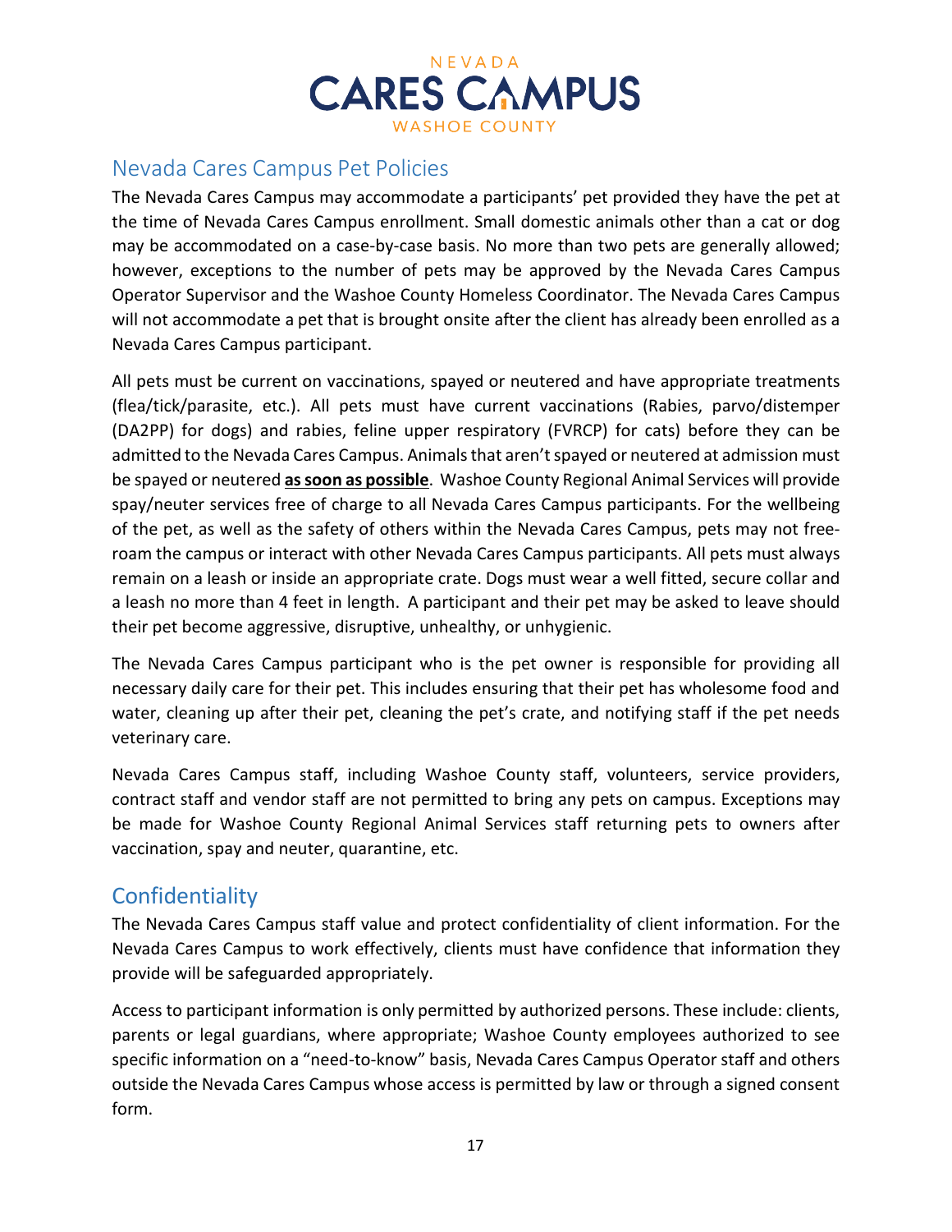## Nevada Cares Campus Pet Policies

The Nevada Cares Campus may accommodate a participants' pet provided they have the pet at the time of Nevada Cares Campus enrollment. Small domestic animals other than a cat or dog may be accommodated on a case-by-case basis. No more than two pets are generally allowed; however, exceptions to the number of pets may be approved by the Nevada Cares Campus Operator Supervisor and the Washoe County Homeless Coordinator. The Nevada Cares Campus will not accommodate a pet that is brought onsite after the client has already been enrolled as a Nevada Cares Campus participant.

All pets must be current on vaccinations, spayed or neutered and have appropriate treatments (flea/tick/parasite, etc.). All pets must have current vaccinations (Rabies, parvo/distemper (DA2PP) for dogs) and rabies, feline upper respiratory (FVRCP) for cats) before they can be admitted to the Nevada Cares Campus. Animals that aren't spayed or neutered at admission must be spayed or neutered **as soon as possible**. Washoe County Regional Animal Services will provide spay/neuter services free of charge to all Nevada Cares Campus participants. For the wellbeing of the pet, as well as the safety of others within the Nevada Cares Campus, pets may not free-roam the campus or interact with other Nevada Cares Campus participants. All pets must always remain on a leash or inside an appropriate crate. Dogs must wear a well fitted, secure collar and a leash no more than 4 feet in length. A participant and their pet may be asked to leave should their pet become aggressive, disruptive, unhealthy, or unhygienic.

The Nevada Cares Campus participant who is the pet owner is responsible for providing all necessary daily care for their pet. This includes ensuring that their pet has wholesome food and water, cleaning up after their pet, cleaning the pet's crate, and notifying staff if the pet needs veterinary care.

Nevada Cares Campus staff, including Washoe County staff, volunteers, service providers, contract staff and vendor staff are not permitted to bring any pets on campus. Exceptions may be made for Washoe County Regional Animal Services staff returning pets to owners after vaccination, spay and neuter, quarantine, etc.

## Confidentiality

The Nevada Cares Campus staff value and protect confidentiality of client information. For the Nevada Cares Campus to work effectively, clients must have confidence that information they provide will be safeguarded appropriately.

Access to participant information is only permitted by authorized persons. These include: clients, parents or legal guardians, where appropriate; Washoe County employees authorized to see specific information on a "need-to-know" basis, Nevada Cares Campus Operator staff and others outside the Nevada Cares Campus whose access is permitted by law or through a signed consent form.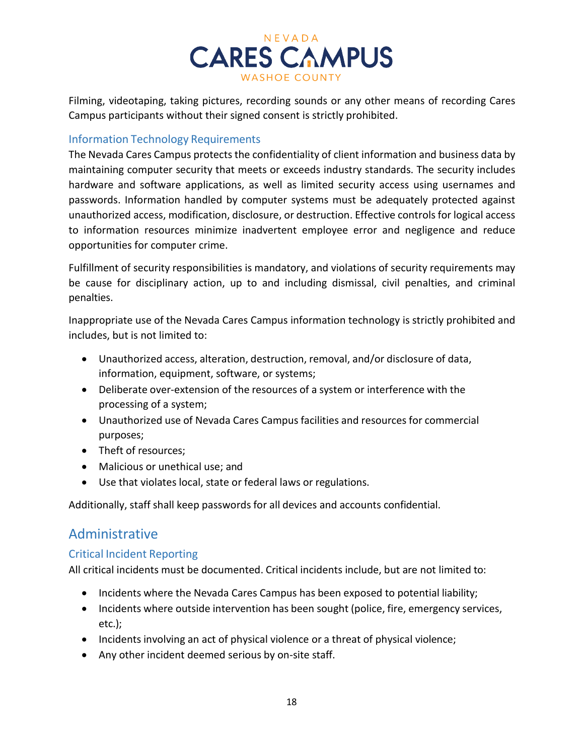Filming, videotaping, taking pictures, recording sounds or any other means of recording Cares Campus participants without their signed consent is strictly prohibited.

### Information Technology Requirements

The Nevada Cares Campus protects the confidentiality of client information and business data by maintaining computer security that meets or exceeds industry standards. The security includes hardware and software applications, as well as limited security access using usernames and passwords. Information handled by computer systems must be adequately protected against unauthorized access, modification, disclosure, or destruction. Effective controls for logical access to information resources minimize inadvertent employee error and negligence and reduce opportunities for computer crime.

Fulfillment of security responsibilities is mandatory, and violations of security requirements may be cause for disciplinary action, up to and including dismissal, civil penalties, and criminal penalties.

Inappropriate use of the Nevada Cares Campus information technology is strictly prohibited and includes, but is not limited to:

- Unauthorized access, alteration, destruction, removal, and/or disclosure of data, information, equipment, software, or systems;
- Deliberate over-extension of the resources of a system or interference with the processing of a system;
- Unauthorized use of Nevada Cares Campus facilities and resources for commercial purposes;
- Theft of resources;
- Malicious or unethical use; and
- Use that violates local, state or federal laws or regulations.

Additionally, staff shall keep passwords for all devices and accounts confidential.

## Administrative

### Critical Incident Reporting

All critical incidents must be documented. Critical incidents include, but are not limited to:

- Incidents where the Nevada Cares Campus has been exposed to potential liability;
- Incidents where outside intervention has been sought (police, fire, emergency services, etc.);
- Incidents involving an act of physical violence or a threat of physical violence;
- Any other incident deemed serious by on-site staff.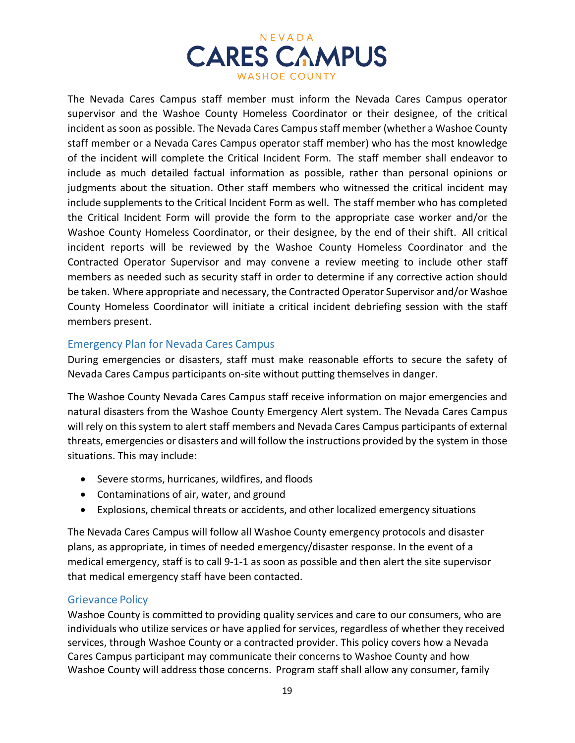The Nevada Cares Campus staff member must inform the Nevada Cares Campus operator supervisor and the Washoe County Homeless Coordinator or their designee, of the critical incident as soon as possible. The Nevada Cares Campus staff member (whether a Washoe County staff member or a Nevada Cares Campus operator staff member) who has the most knowledge of the incident will complete the Critical Incident Form. The staff member shall endeavor to include as much detailed factual information as possible, rather than personal opinions or judgments about the situation. Other staff members who witnessed the critical incident may include supplements to the Critical Incident Form as well. The staff member who has completed the Critical Incident Form will provide the form to the appropriate case worker and/or the Washoe County Homeless Coordinator, or their designee, by the end of their shift. All critical incident reports will be reviewed by the Washoe County Homeless Coordinator and the Contracted Operator Supervisor and may convene a review meeting to include other staff members as needed such as security staff in order to determine if any corrective action should be taken. Where appropriate and necessary, the Contracted Operator Supervisor and/or Washoe County Homeless Coordinator will initiate a critical incident debriefing session with the staff members present.

## Emergency Plan for Nevada Cares Campus

During emergencies or disasters, staff must make reasonable efforts to secure the safety of Nevada Cares Campus participants on-site without putting themselves in danger.

The Washoe County Nevada Cares Campus staff receive information on major emergencies and natural disasters from the Washoe County Emergency Alert system. The Nevada Cares Campus will rely on this system to alert staff members and Nevada Cares Campus participants of external threats, emergencies or disasters and will follow the instructions provided by the system in those situations. This may include:

- Severe storms, hurricanes, wildfires, and floods
- Contaminations of air, water, and ground
- Explosions, chemical threats or accidents, and other localized emergency situations

The Nevada Cares Campus will follow all Washoe County emergency protocols and disaster plans, as appropriate, in times of needed emergency/disaster response. In the event of a medical emergency, staff is to call 9-1-1 as soon as possible and then alert the site supervisor that medical emergency staff have been contacted.

## Grievance Policy

Washoe County is committed to providing quality services and care to our consumers, who are individuals who utilize services or have applied for services, regardless of whether they received services, through Washoe County or a contracted provider. This policy covers how a Nevada Cares Campus participant may communicate their concerns to Washoe County and how Washoe County will address those concerns. Program staff shall allow any consumer, family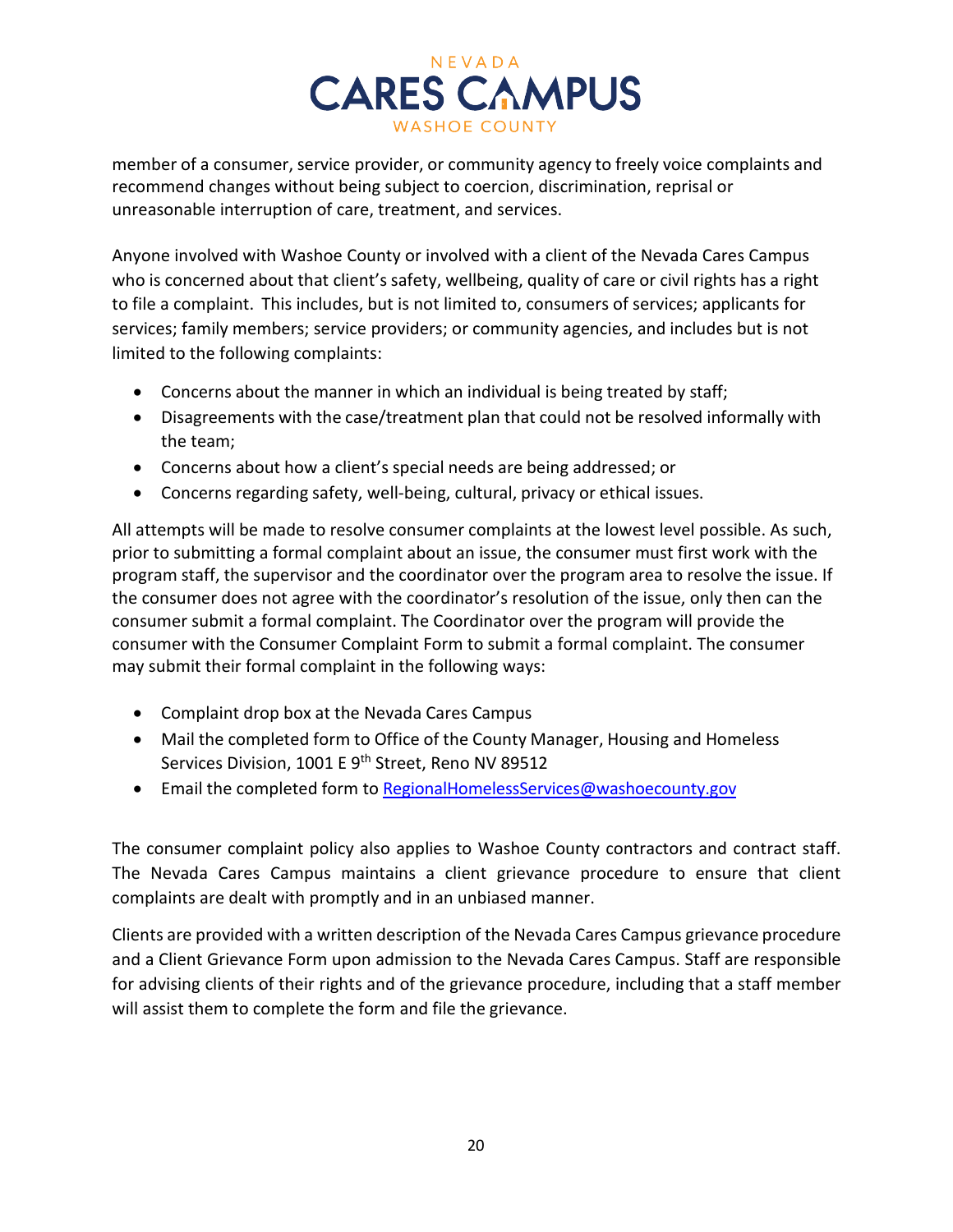member of a consumer, service provider, or community agency to freely voice complaints and recommend changes without being subject to coercion, discrimination, reprisal or unreasonable interruption of care, treatment, and services.

Anyone involved with Washoe County or involved with a client of the Nevada Cares Campus who is concerned about that client's safety, wellbeing, quality of care or civil rights has a right to file a complaint. This includes, but is not limited to, consumers of services; applicants for services; family members; service providers; or community agencies, and includes but is not limited to the following complaints:

- Concerns about the manner in which an individual is being treated by staff;
- Disagreements with the case/treatment plan that could not be resolved informally with the team;
- Concerns about how a client's special needs are being addressed; or
- Concerns regarding safety, well-being, cultural, privacy or ethical issues.

All attempts will be made to resolve consumer complaints at the lowest level possible. As such, prior to submitting a formal complaint about an issue, the consumer must first work with the program staff, the supervisor and the coordinator over the program area to resolve the issue. If the consumer does not agree with the coordinator's resolution of the issue, only then can the consumer submit a formal complaint. The Coordinator over the program will provide the consumer with the Consumer Complaint Form to submit a formal complaint. The consumer may submit their formal complaint in the following ways:

- Complaint drop box at the Nevada Cares Campus
- Mail the completed form to Office of the County Manager, Housing and Homeless Services Division, 1001 E 9th Street, Reno NV 89512
- Email the completed form to RegionalHomelessServices@washoecounty.gov

The consumer complaint policy also applies to Washoe County contractors and contract staff. The Nevada Cares Campus maintains a client grievance procedure to ensure that client complaints are dealt with promptly and in an unbiased manner.

Clients are provided with a written description of the Nevada Cares Campus grievance procedure and a Client Grievance Form upon admission to the Nevada Cares Campus. Staff are responsible for advising clients of their rights and of the grievance procedure, including that a staff member will assist them to complete the form and file the grievance.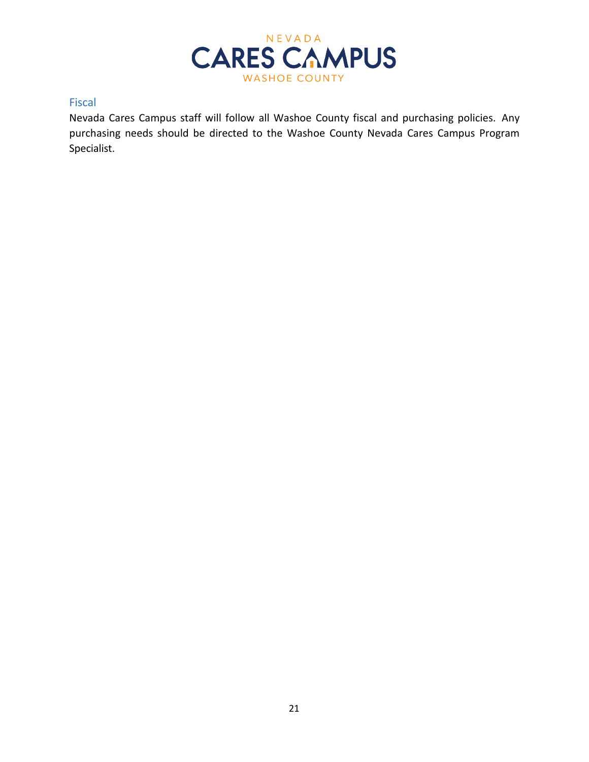## Fiscal

Nevada Cares Campus staff will follow all Washoe County fiscal and purchasing policies. Any purchasing needs should be directed to the Washoe County Nevada Cares Campus Program Specialist.